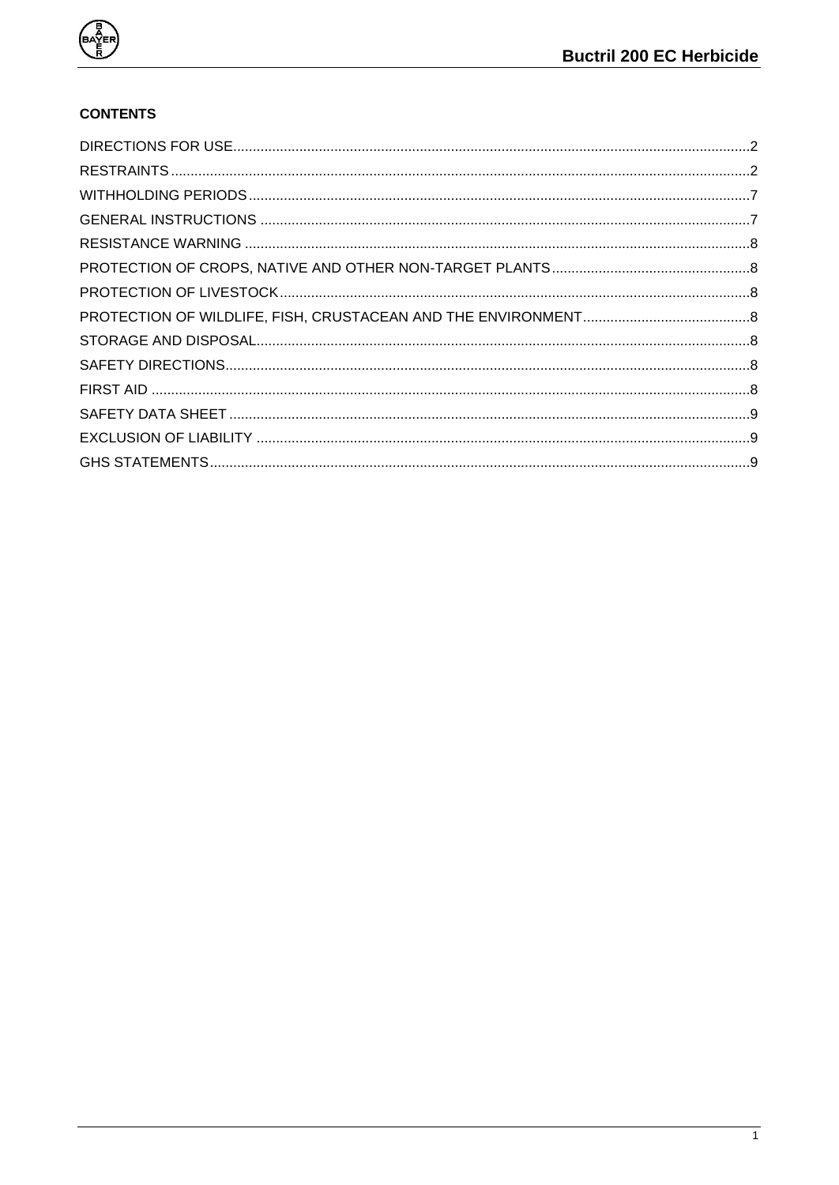# CONTENTS

DIRECTIONS FOR USE.....2
RESTRAINTS.....2
WITHHOLDING PERIODS.....7
GENERAL INSTRUCTIONS.....7
RESISTANCE WARNING.....8
PROTECTION OF CROPS, NATIVE AND OTHER NON-TARGET PLANTS.....8
PROTECTION OF LIVESTOCK.....8
PROTECTION OF WILDLIFE, FISH, CRUSTACEAN AND THE ENVIRONMENT.....8
STORAGE AND DISPOSAL.....8
SAFETY DIRECTIONS.....8
FIRST AID.....8
SAFETY DATA SHEET.....9
EXCLUSION OF LIABILITY.....9
GHS STATEMENTS.....9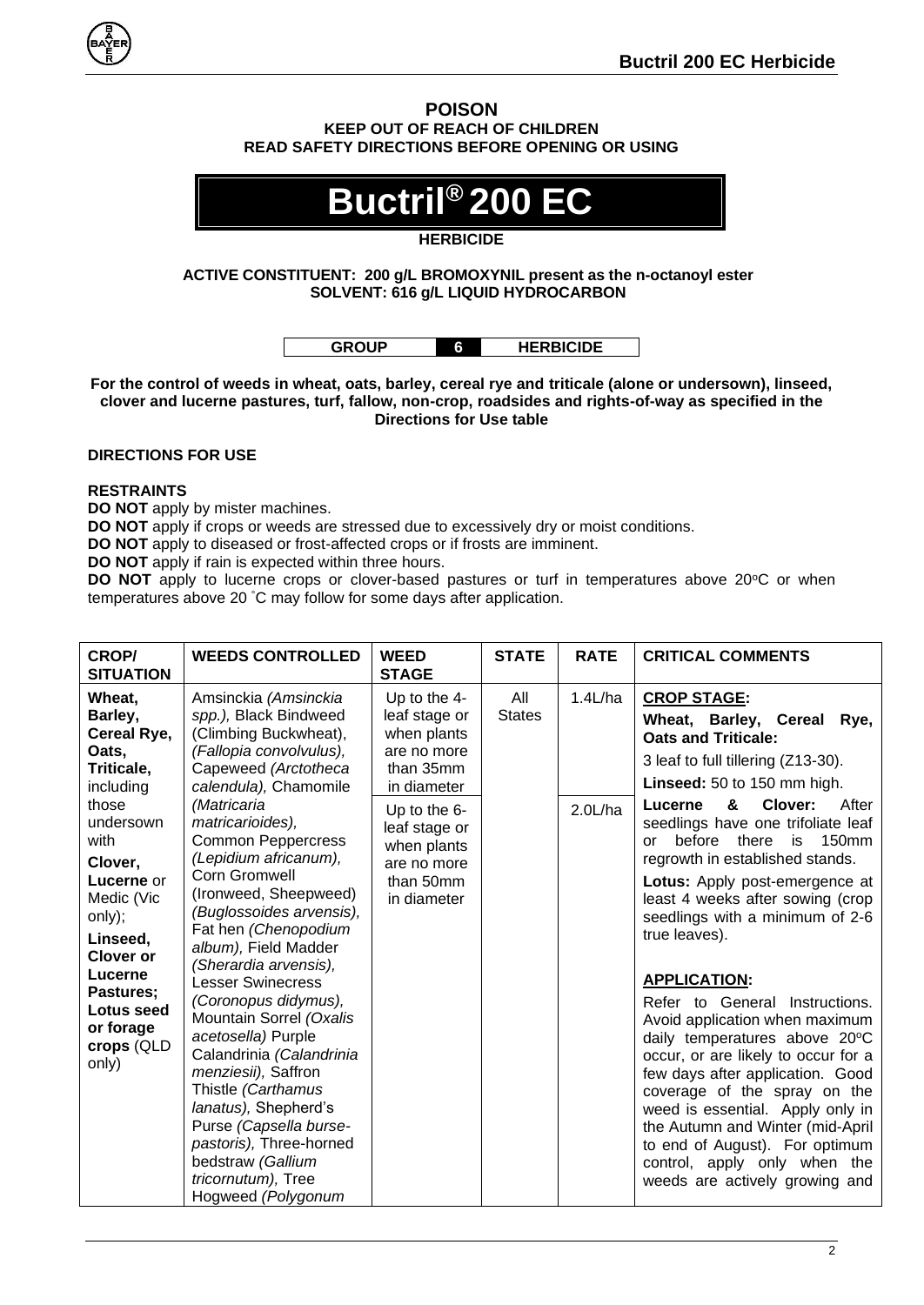**POISON**

**KEEP OUT OF REACH OF CHILDREN**

**READ SAFETY DIRECTIONS BEFORE OPENING OR USING**

# Buctril® 200 EC

**HERBICIDE**

**ACTIVE CONSTITUENT: 200 g/L BROMOXYNIL present as the n-octanoyl ester**

**SOLVENT: 616 g/L LIQUID HYDROCARBON**

| GROUP | 6 | HERBICIDE |
|---|---|---|

**For the control of weeds in wheat, oats, barley, cereal rye and triticale (alone or undersown), linseed, clover and lucerne pastures, turf, fallow, non-crop, roadsides and rights-of-way as specified in the Directions for Use table**

## DIRECTIONS FOR USE

### RESTRAINTS

**DO NOT** apply by mister machines.

**DO NOT** apply if crops or weeds are stressed due to excessively dry or moist conditions.

**DO NOT** apply to diseased or frost-affected crops or if frosts are imminent.

**DO NOT** apply if rain is expected within three hours.

**DO NOT** apply to lucerne crops or clover-based pastures or turf in temperatures above 20°C or when temperatures above 20 °C may follow for some days after application.

| CROP/ SITUATION | WEEDS CONTROLLED | WEED STAGE | STATE | RATE | CRITICAL COMMENTS |
|---|---|---|---|---|---|
| **Wheat, Barley, Cereal Rye, Oats, Triticale,** including those undersown with **Clover, Lucerne** or Medic (Vic only); **Linseed, Clover or Lucerne Pastures; Lotus seed or forage crops** (QLD only) | Amsinckia *(Amsinckia spp.),* Black Bindweed (Climbing Buckwheat), *(Fallopia convolvulus),* Capeweed *(Arctotheca calendula),* Chamomile *(Matricaria matricarioides),* Common Peppercress *(Lepidium africanum),* Corn Gromwell (Ironweed, Sheepweed) *(Buglossoides arvensis),* Fat hen *(Chenopodium album),* Field Madder *(Sherardia arvensis),* Lesser Swinecress *(Coronopus didymus),* Mountain Sorrel *(Oxalis acetosella)* Purple Calandrinia *(Calandrinia menziesii),* Saffron Thistle *(Carthamus lanatus),* Shepherd's Purse *(Capsella burse-pastoris),* Three-horned bedstraw *(Gallium tricornutum),* Tree Hogweed *(Polygonum* | Up to the 4-leaf stage or when plants are no more than 35mm in diameter<br><br>Up to the 6-leaf stage or when plants are no more than 50mm in diameter | All States | 1.4L/ha<br><br>2.0L/ha | **CROP STAGE:**<br>**Wheat, Barley, Cereal Rye, Oats and Triticale:**<br>3 leaf to full tillering (Z13-30).<br>**Linseed:** 50 to 150 mm high.<br>**Lucerne & Clover:** After seedlings have one trifoliate leaf or before there is 150mm regrowth in established stands.<br>**Lotus:** Apply post-emergence at least 4 weeks after sowing (crop seedlings with a minimum of 2-6 true leaves).<br><br>**APPLICATION:**<br>Refer to General Instructions. Avoid application when maximum daily temperatures above 20°C occur, or are likely to occur for a few days after application. Good coverage of the spray on the weed is essential. Apply only in the Autumn and Winter (mid-April to end of August). For optimum control, apply only when the weeds are actively growing and |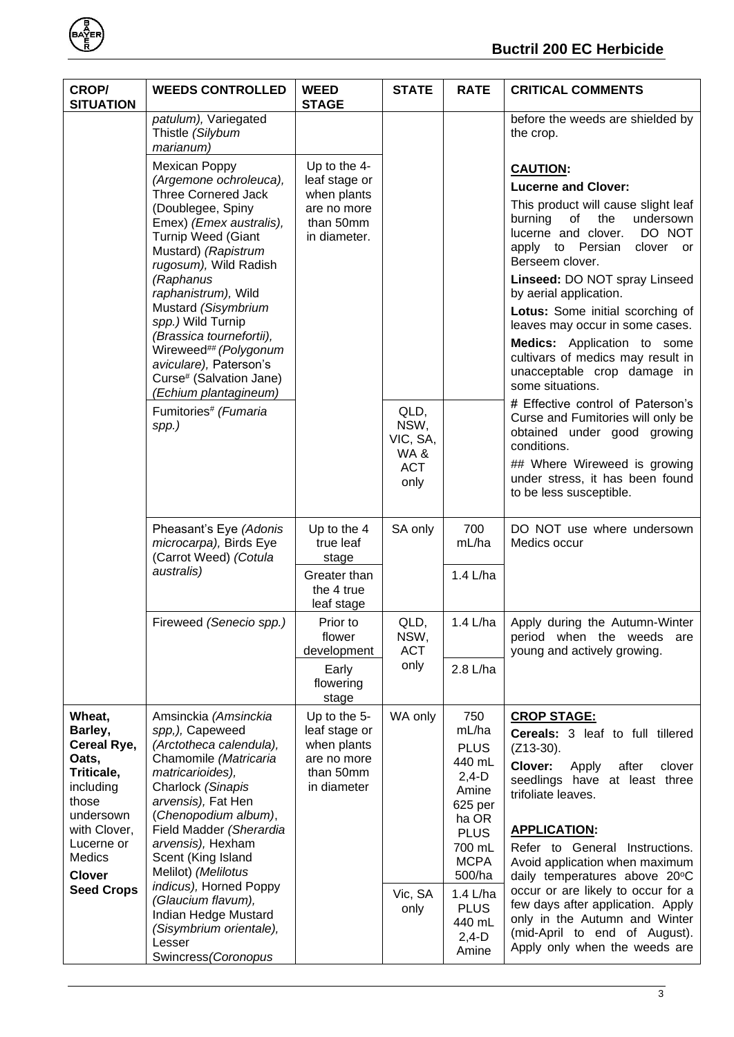| CROP/ SITUATION | WEEDS CONTROLLED | WEED STAGE | STATE | RATE | CRITICAL COMMENTS |
|---|---|---|---|---|---|
| | *patulum),* Variegated Thistle *(Silybum marianum)* | | | | before the weeds are shielded by the crop. |
| | Mexican Poppy *(Argemone ochroleuca),* Three Cornered Jack (Doublegee, Spiny Emex) *(Emex australis),* Turnip Weed (Giant Mustard) *(Rapistrum rugosum),* Wild Radish *(Raphanus raphanistrum),* Wild Mustard *(Sisymbrium spp.)* Wild Turnip *(Brassica tournefortii),* Wireweed## *(Polygonum aviculare),* Paterson's Curse# (Salvation Jane) *(Echium plantagineum)* | Up to the 4-leaf stage or when plants are no more than 50mm in diameter. | | | **CAUTION:** **Lucerne and Clover:** This product will cause slight leaf burning of the undersown lucerne and clover. DO NOT apply to Persian clover or Berseem clover. **Linseed:** DO NOT spray Linseed by aerial application. **Lotus:** Some initial scorching of leaves may occur in some cases. **Medics:** Application to some cultivars of medics may result in unacceptable crop damage in some situations. |
| | Fumitories# *(Fumaria spp.)* | | QLD, NSW, VIC, SA, WA & ACT only | | # Effective control of Paterson's Curse and Fumitories will only be obtained under good growing conditions. ## Where Wireweed is growing under stress, it has been found to be less susceptible. |
| | Pheasant's Eye *(Adonis microcarpa),* Birds Eye (Carrot Weed) *(Cotula australis)* | Up to the 4 true leaf stage | SA only | 700 mL/ha | DO NOT use where undersown Medics occur |
| | | Greater than the 4 true leaf stage | | 1.4 L/ha | |
| | Fireweed *(Senecio spp.)* | Prior to flower development | QLD, NSW, ACT only | 1.4 L/ha | Apply during the Autumn-Winter period when the weeds are young and actively growing. |
| | | Early flowering stage | | 2.8 L/ha | |
| **Wheat, Barley, Cereal Rye, Oats, Triticale,** including those undersown with Clover, Lucerne or Medics **Clover Seed Crops** | Amsinckia *(Amsinckia spp,),* Capeweed *(Arctotheca calendula),* Chamomile *(Matricaria matricarioides),* Charlock *(Sinapis arvensis),* Fat Hen *(Chenopodium album)*, Field Madder *(Sherardia arvensis),* Hexham Scent (King Island Melilot) *(Melilotus indicus),* Horned Poppy *(Glaucium flavum),* Indian Hedge Mustard *(Sisymbrium orientale),* Lesser Swincress*(Coronopus* | Up to the 5-leaf stage or when plants are no more than 50mm in diameter | WA only | 750 mL/ha PLUS 440 mL 2,4-D Amine 625 per ha OR PLUS 700 mL MCPA 500/ha | **CROP STAGE:** **Cereals:** 3 leaf to full tillered (Z13-30). **Clover:** Apply after clover seedlings have at least three trifoliate leaves. **APPLICATION:** Refer to General Instructions. Avoid application when maximum daily temperatures above 20°C occur or are likely to occur for a few days after application. Apply only in the Autumn and Winter (mid-April to end of August). Apply only when the weeds are |
| | | | Vic, SA only | 1.4 L/ha PLUS 440 mL 2,4-D Amine | |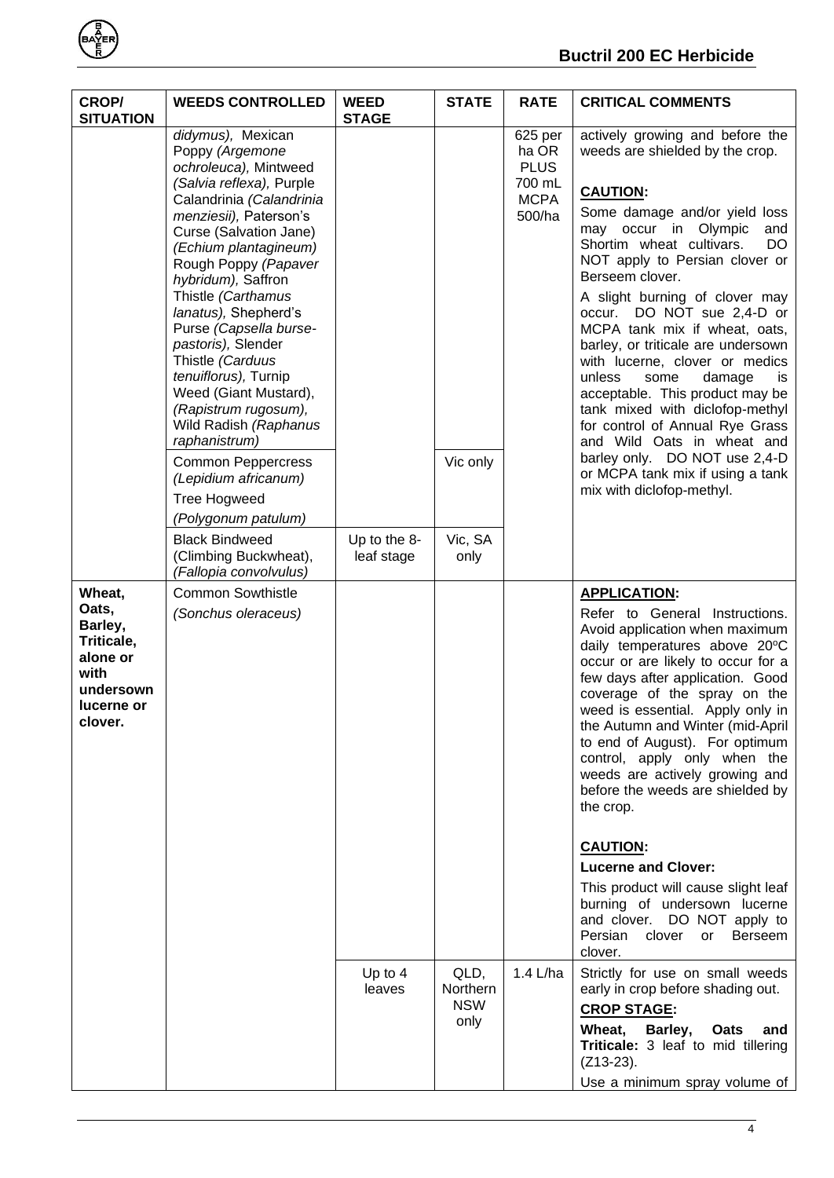| CROP/ SITUATION | WEEDS CONTROLLED | WEED STAGE | STATE | RATE | CRITICAL COMMENTS |
|---|---|---|---|---|---|
| | *didymus),* Mexican Poppy *(Argemone ochroleuca),* Mintweed *(Salvia reflexa),* Purple Calandrinia *(Calandrinia menziesii),* Paterson's Curse (Salvation Jane) *(Echium plantagineum)* Rough Poppy *(Papaver hybridum),* Saffron Thistle *(Carthamus lanatus),* Shepherd's Purse *(Capsella burse-pastoris),* Slender Thistle *(Carduus tenuiflorus),* Turnip Weed (Giant Mustard), *(Rapistrum rugosum),* Wild Radish *(Raphanus raphanistrum)* | | | 625 per ha OR PLUS 700 mL MCPA 500/ha | actively growing and before the weeds are shielded by the crop.<br><br>**CAUTION:**<br>Some damage and/or yield loss may occur in Olympic and Shortim wheat cultivars. DO NOT apply to Persian clover or Berseem clover.<br>A slight burning of clover may occur. DO NOT sue 2,4-D or MCPA tank mix if wheat, oats, barley, or triticale are undersown with lucerne, clover or medics unless some damage is acceptable. This product may be tank mixed with diclofop-methyl for control of Annual Rye Grass and Wild Oats in wheat and barley only. DO NOT use 2,4-D or MCPA tank mix if using a tank mix with diclofop-methyl. |
| | Common Peppercress *(Lepidium africanum)*<br>Tree Hogweed<br>*(Polygonum patulum)* | | Vic only | | |
| | Black Bindweed (Climbing Buckwheat), *(Fallopia convolvulus)* | Up to the 8-leaf stage | Vic, SA only | | |
| **Wheat, Oats, Barley, Triticale, alone or with undersown lucerne or clover.** | Common Sowthistle *(Sonchus oleraceus)* | | | | **APPLICATION:**<br>Refer to General Instructions. Avoid application when maximum daily temperatures above 20°C occur or are likely to occur for a few days after application. Good coverage of the spray on the weed is essential. Apply only in the Autumn and Winter (mid-April to end of August). For optimum control, apply only when the weeds are actively growing and before the weeds are shielded by the crop.<br><br>**CAUTION:**<br>**Lucerne and Clover:**<br>This product will cause slight leaf burning of undersown lucerne and clover. DO NOT apply to Persian clover or Berseem clover. |
| | | Up to 4 leaves | QLD, Northern NSW only | 1.4 L/ha | Strictly for use on small weeds early in crop before shading out.<br>**CROP STAGE:**<br>**Wheat, Barley, Oats and Triticale:** 3 leaf to mid tillering (Z13-23).<br>Use a minimum spray volume of |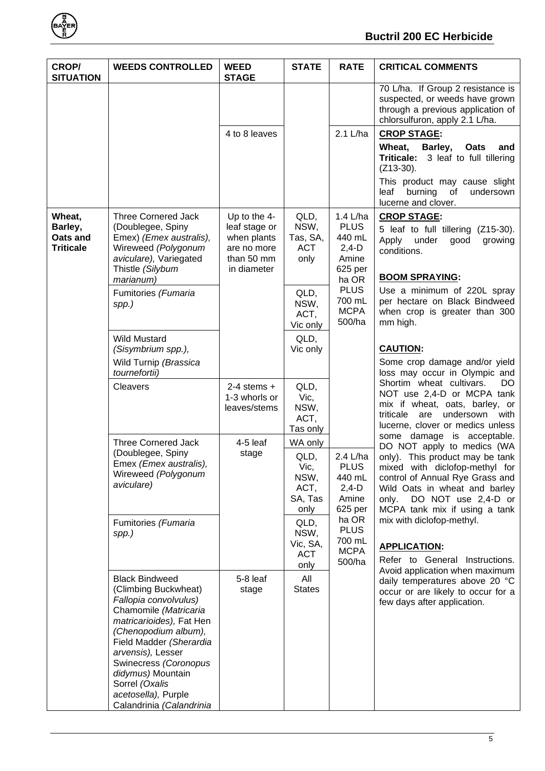| CROP/ SITUATION | WEEDS CONTROLLED | WEED STAGE | STATE | RATE | CRITICAL COMMENTS |
|---|---|---|---|---|---|
| | | | | | 70 L/ha. If Group 2 resistance is suspected, or weeds have grown through a previous application of chlorsulfuron, apply 2.1 L/ha. |
| | | 4 to 8 leaves | | 2.1 L/ha | **CROP STAGE:** **Wheat, Barley, Oats and Triticale:** 3 leaf to full tillering (Z13-30). This product may cause slight leaf burning of undersown lucerne and clover. |
| **Wheat, Barley, Oats and Triticale** | Three Cornered Jack (Doublegee, Spiny Emex) *(Emex australis),* Wireweed *(Polygonum aviculare),* Variegated Thistle *(Silybum marianum)* | Up to the 4-leaf stage or when plants are no more than 50 mm in diameter | QLD, NSW, Tas, SA, ACT only | 1.4 L/ha PLUS 440 mL 2,4-D Amine 625 per ha OR PLUS 700 mL MCPA 500/ha | **CROP STAGE:** 5 leaf to full tillering (Z15-30). Apply under good growing conditions. **BOOM SPRAYING:** Use a minimum of 220L spray per hectare on Black Bindweed when crop is greater than 300 mm high. **CAUTION:** Some crop damage and/or yield loss may occur in Olympic and Shortim wheat cultivars. DO NOT use 2,4-D or MCPA tank mix if wheat, oats, barley, or triticale are undersown with lucerne, clover or medics unless some damage is acceptable. DO NOT apply to medics (WA only). This product may be tank mixed with diclofop-methyl for control of Annual Rye Grass and Wild Oats in wheat and barley only. DO NOT use 2,4-D or MCPA tank mix if using a tank mix with diclofop-methyl. **APPLICATION:** Refer to General Instructions. Avoid application when maximum daily temperatures above 20 °C occur or are likely to occur for a few days after application. |
| | Fumitories *(Fumaria spp.)* | | QLD, NSW, ACT, Vic only | | |
| | Wild Mustard *(Sisymbrium spp.),* Wild Turnip *(Brassica tournefortii)* | | QLD, Vic only | | |
| | Cleavers | 2-4 stems + 1-3 whorls or leaves/stems | QLD, Vic, NSW, ACT, Tas only | | |
| | Three Cornered Jack (Doublegee, Spiny Emex *(Emex australis),* Wireweed *(Polygonum aviculare)* | 4-5 leaf stage | WA only | | |
| | | | QLD, Vic, NSW, ACT, SA, Tas only | 2.4 L/ha PLUS 440 mL 2,4-D Amine 625 per ha OR PLUS 700 mL MCPA 500/ha | |
| | Fumitories *(Fumaria spp.)* | | QLD, NSW, Vic, SA, ACT only | | |
| | Black Bindweed (Climbing Buckwheat) *Fallopia convolvulus)* Chamomile *(Matricaria matricarioides),* Fat Hen *(Chenopodium album),* Field Madder *(Sherardia arvensis),* Lesser Swinecress *(Coronopus didymus)* Mountain Sorrel *(Oxalis acetosella),* Purple Calandrinia *(Calandrinia* | 5-8 leaf stage | All States | | |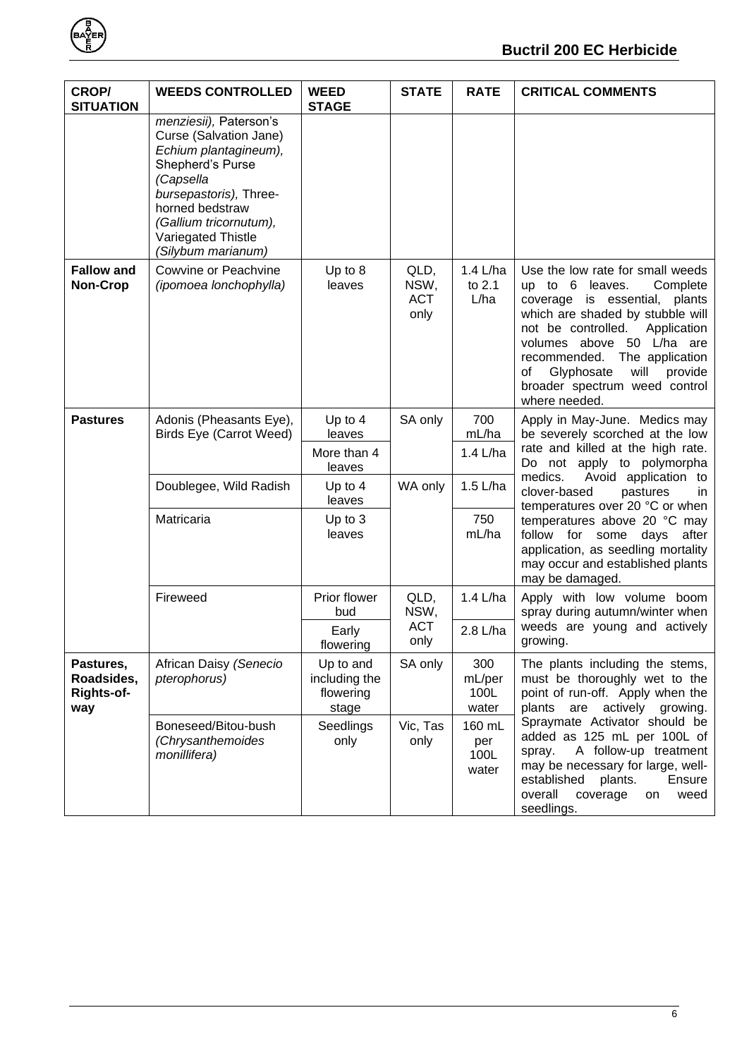| CROP/ SITUATION | WEEDS CONTROLLED | WEED STAGE | STATE | RATE | CRITICAL COMMENTS |
|---|---|---|---|---|---|
| | *menziesii),* Paterson's Curse (Salvation Jane) *Echium plantagineum),* Shepherd's Purse *(Capsella bursepastoris),* Three-horned bedstraw *(Gallium tricornutum),* Variegated Thistle *(Silybum marianum)* | | | | |
| **Fallow and Non-Crop** | Cowvine or Peachvine *(ipomoea lonchophylla)* | Up to 8 leaves | QLD, NSW, ACT only | 1.4 L/ha to 2.1 L/ha | Use the low rate for small weeds up to 6 leaves. Complete coverage is essential, plants which are shaded by stubble will not be controlled. Application volumes above 50 L/ha are recommended. The application of Glyphosate will provide broader spectrum weed control where needed. |
| **Pastures** | Adonis (Pheasants Eye), Birds Eye (Carrot Weed) | Up to 4 leaves | SA only | 700 mL/ha | Apply in May-June. Medics may be severely scorched at the low rate and killed at the high rate. Do not apply to polymorpha medics. Avoid application to clover-based pastures in temperatures over 20 °C or when temperatures above 20 °C may follow for some days after application, as seedling mortality may occur and established plants may be damaged. |
| | | More than 4 leaves | | 1.4 L/ha | |
| | Doublegee, Wild Radish | Up to 4 leaves | WA only | 1.5 L/ha | |
| | Matricaria | Up to 3 leaves | | 750 mL/ha | |
| | Fireweed | Prior flower bud | QLD, NSW, ACT only | 1.4 L/ha | Apply with low volume boom spray during autumn/winter when weeds are young and actively growing. |
| | | Early flowering | | 2.8 L/ha | |
| **Pastures, Roadsides, Rights-of-way** | African Daisy *(Senecio pterophorus)* | Up to and including the flowering stage | SA only | 300 mL/per 100L water | The plants including the stems, must be thoroughly wet to the point of run-off. Apply when the plants are actively growing. Spraymate Activator should be added as 125 mL per 100L of spray. A follow-up treatment may be necessary for large, well-established plants. Ensure overall coverage on weed seedlings. |
| | Boneseed/Bitou-bush *(Chrysanthemoides monillifera)* | Seedlings only | Vic, Tas only | 160 mL per 100L water | |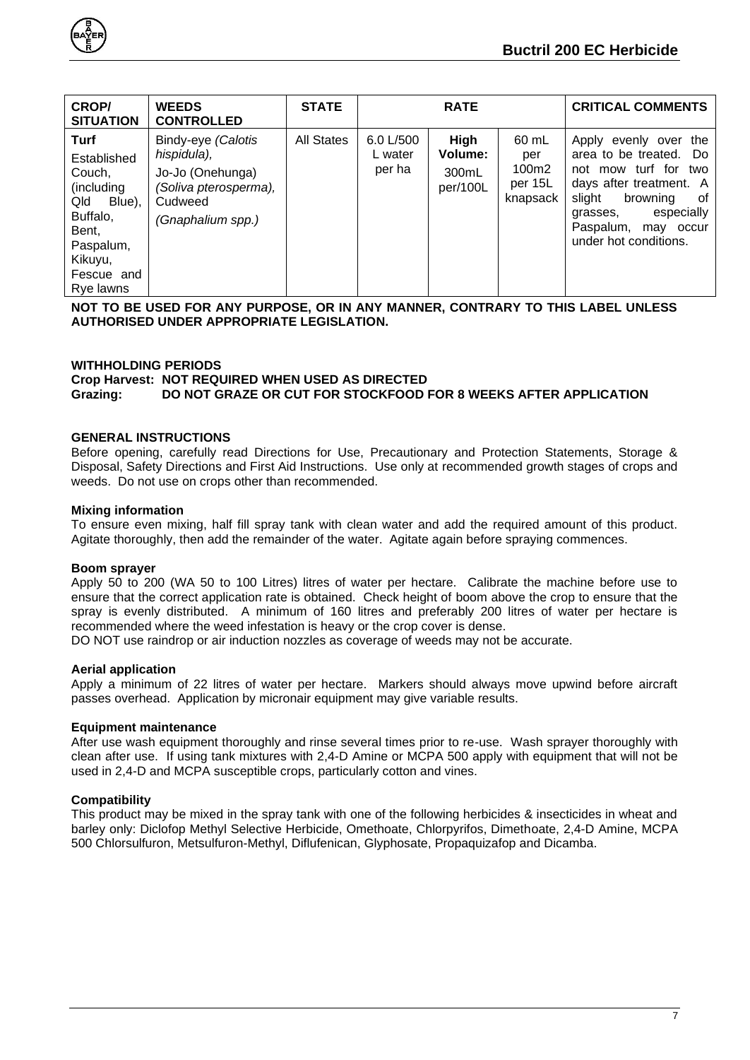| CROP/ SITUATION | WEEDS CONTROLLED | STATE | RATE | | | CRITICAL COMMENTS |
|---|---|---|---|---|---|---|
| **Turf** Established Couch, (including Qld Blue), Buffalo, Bent, Paspalum, Kikuyu, Fescue and Rye lawns | Bindy-eye *(Calotis hispidula)*, Jo-Jo (Onehunga) *(Soliva pterosperma)*, Cudweed *(Gnaphalium spp.)* | All States | 6.0 L/500 L water per ha | **High Volume:** 300mL per/100L | 60 mL per 100m2 per 15L knapsack | Apply evenly over the area to be treated. Do not mow turf for two days after treatment. A slight browning of grasses, especially Paspalum, may occur under hot conditions. |

**NOT TO BE USED FOR ANY PURPOSE, OR IN ANY MANNER, CONTRARY TO THIS LABEL UNLESS AUTHORISED UNDER APPROPRIATE LEGISLATION.**

**WITHHOLDING PERIODS**
**Crop Harvest: NOT REQUIRED WHEN USED AS DIRECTED**
**Grazing: DO NOT GRAZE OR CUT FOR STOCKFOOD FOR 8 WEEKS AFTER APPLICATION**

**GENERAL INSTRUCTIONS**

Before opening, carefully read Directions for Use, Precautionary and Protection Statements, Storage & Disposal, Safety Directions and First Aid Instructions. Use only at recommended growth stages of crops and weeds. Do not use on crops other than recommended.

**Mixing information**

To ensure even mixing, half fill spray tank with clean water and add the required amount of this product. Agitate thoroughly, then add the remainder of the water. Agitate again before spraying commences.

**Boom sprayer**

Apply 50 to 200 (WA 50 to 100 Litres) litres of water per hectare. Calibrate the machine before use to ensure that the correct application rate is obtained. Check height of boom above the crop to ensure that the spray is evenly distributed. A minimum of 160 litres and preferably 200 litres of water per hectare is recommended where the weed infestation is heavy or the crop cover is dense.

DO NOT use raindrop or air induction nozzles as coverage of weeds may not be accurate.

**Aerial application**

Apply a minimum of 22 litres of water per hectare. Markers should always move upwind before aircraft passes overhead. Application by micronair equipment may give variable results.

**Equipment maintenance**

After use wash equipment thoroughly and rinse several times prior to re-use. Wash sprayer thoroughly with clean water after use. If using tank mixtures with 2,4-D Amine or MCPA 500 apply with equipment that will not be used in 2,4-D and MCPA susceptible crops, particularly cotton and vines.

**Compatibility**

This product may be mixed in the spray tank with one of the following herbicides & insecticides in wheat and barley only: Diclofop Methyl Selective Herbicide, Omethoate, Chlorpyrifos, Dimethoate, 2,4-D Amine, MCPA 500 Chlorsulfuron, Metsulfuron-Methyl, Diflufenican, Glyphosate, Propaquizafop and Dicamba.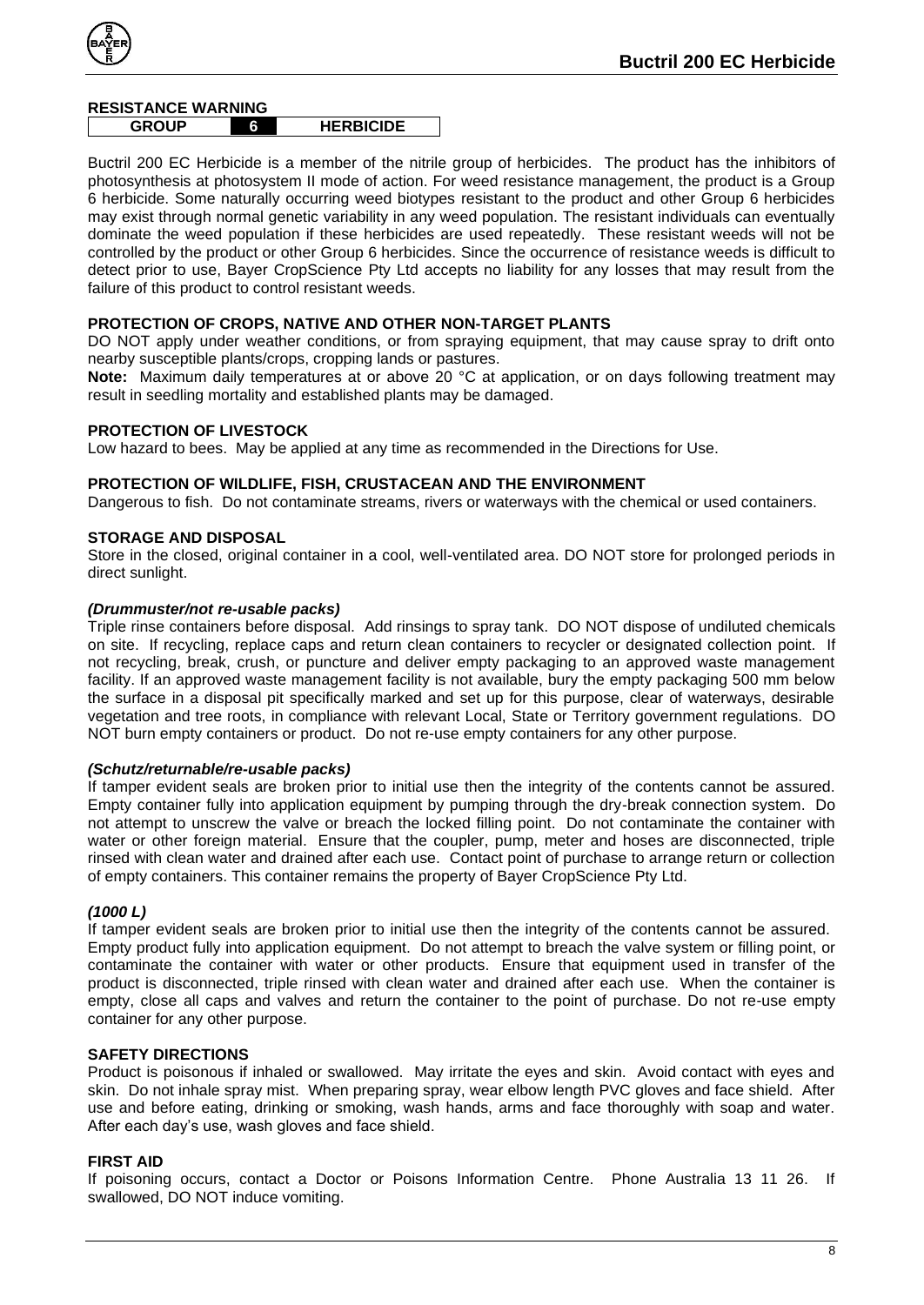## RESISTANCE WARNING

| GROUP | 6 | HERBICIDE |
|---|---|---|

Buctril 200 EC Herbicide is a member of the nitrile group of herbicides. The product has the inhibitors of photosynthesis at photosystem II mode of action. For weed resistance management, the product is a Group 6 herbicide. Some naturally occurring weed biotypes resistant to the product and other Group 6 herbicides may exist through normal genetic variability in any weed population. The resistant individuals can eventually dominate the weed population if these herbicides are used repeatedly. These resistant weeds will not be controlled by the product or other Group 6 herbicides. Since the occurrence of resistance weeds is difficult to detect prior to use, Bayer CropScience Pty Ltd accepts no liability for any losses that may result from the failure of this product to control resistant weeds.

### PROTECTION OF CROPS, NATIVE AND OTHER NON-TARGET PLANTS

DO NOT apply under weather conditions, or from spraying equipment, that may cause spray to drift onto nearby susceptible plants/crops, cropping lands or pastures.

**Note:** Maximum daily temperatures at or above 20 °C at application, or on days following treatment may result in seedling mortality and established plants may be damaged.

### PROTECTION OF LIVESTOCK

Low hazard to bees. May be applied at any time as recommended in the Directions for Use.

### PROTECTION OF WILDLIFE, FISH, CRUSTACEAN AND THE ENVIRONMENT

Dangerous to fish. Do not contaminate streams, rivers or waterways with the chemical or used containers.

### STORAGE AND DISPOSAL

Store in the closed, original container in a cool, well-ventilated area. DO NOT store for prolonged periods in direct sunlight.

#### *(Drummuster/not re-usable packs)*

Triple rinse containers before disposal. Add rinsings to spray tank. DO NOT dispose of undiluted chemicals on site. If recycling, replace caps and return clean containers to recycler or designated collection point. If not recycling, break, crush, or puncture and deliver empty packaging to an approved waste management facility. If an approved waste management facility is not available, bury the empty packaging 500 mm below the surface in a disposal pit specifically marked and set up for this purpose, clear of waterways, desirable vegetation and tree roots, in compliance with relevant Local, State or Territory government regulations. DO NOT burn empty containers or product. Do not re-use empty containers for any other purpose.

#### *(Schutz/returnable/re-usable packs)*

If tamper evident seals are broken prior to initial use then the integrity of the contents cannot be assured. Empty container fully into application equipment by pumping through the dry-break connection system. Do not attempt to unscrew the valve or breach the locked filling point. Do not contaminate the container with water or other foreign material. Ensure that the coupler, pump, meter and hoses are disconnected, triple rinsed with clean water and drained after each use. Contact point of purchase to arrange return or collection of empty containers. This container remains the property of Bayer CropScience Pty Ltd.

#### *(1000 L)*

If tamper evident seals are broken prior to initial use then the integrity of the contents cannot be assured. Empty product fully into application equipment. Do not attempt to breach the valve system or filling point, or contaminate the container with water or other products. Ensure that equipment used in transfer of the product is disconnected, triple rinsed with clean water and drained after each use. When the container is empty, close all caps and valves and return the container to the point of purchase. Do not re-use empty container for any other purpose.

### SAFETY DIRECTIONS

Product is poisonous if inhaled or swallowed. May irritate the eyes and skin. Avoid contact with eyes and skin. Do not inhale spray mist. When preparing spray, wear elbow length PVC gloves and face shield. After use and before eating, drinking or smoking, wash hands, arms and face thoroughly with soap and water. After each day's use, wash gloves and face shield.

### FIRST AID

If poisoning occurs, contact a Doctor or Poisons Information Centre. Phone Australia 13 11 26. If swallowed, DO NOT induce vomiting.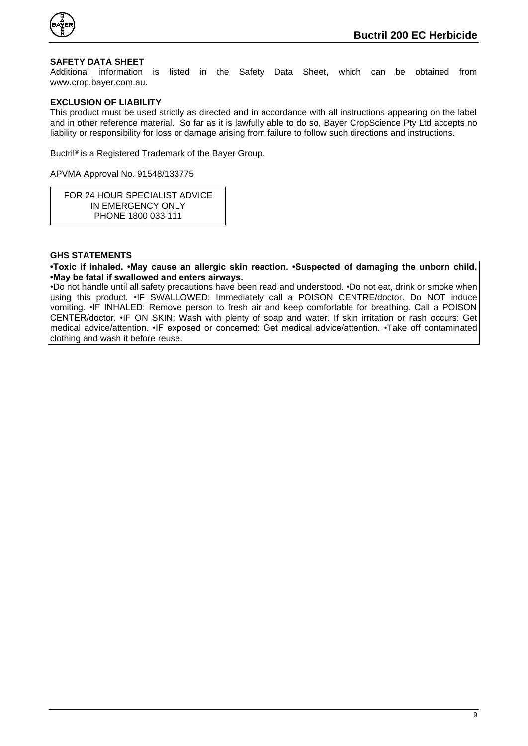### SAFETY DATA SHEET

Additional information is listed in the Safety Data Sheet, which can be obtained from www.crop.bayer.com.au.

### EXCLUSION OF LIABILITY

This product must be used strictly as directed and in accordance with all instructions appearing on the label and in other reference material. So far as it is lawfully able to do so, Bayer CropScience Pty Ltd accepts no liability or responsibility for loss or damage arising from failure to follow such directions and instructions.

Buctril® is a Registered Trademark of the Bayer Group.

APVMA Approval No. 91548/133775

FOR 24 HOUR SPECIALIST ADVICE
IN EMERGENCY ONLY
PHONE 1800 033 111

### GHS STATEMENTS

**•Toxic if inhaled. •May cause an allergic skin reaction. •Suspected of damaging the unborn child. •May be fatal if swallowed and enters airways.**

•Do not handle until all safety precautions have been read and understood. •Do not eat, drink or smoke when using this product. •IF SWALLOWED: Immediately call a POISON CENTRE/doctor. Do NOT induce vomiting. •IF INHALED: Remove person to fresh air and keep comfortable for breathing. Call a POISON CENTER/doctor. •IF ON SKIN: Wash with plenty of soap and water. If skin irritation or rash occurs: Get medical advice/attention. •IF exposed or concerned: Get medical advice/attention. •Take off contaminated clothing and wash it before reuse.